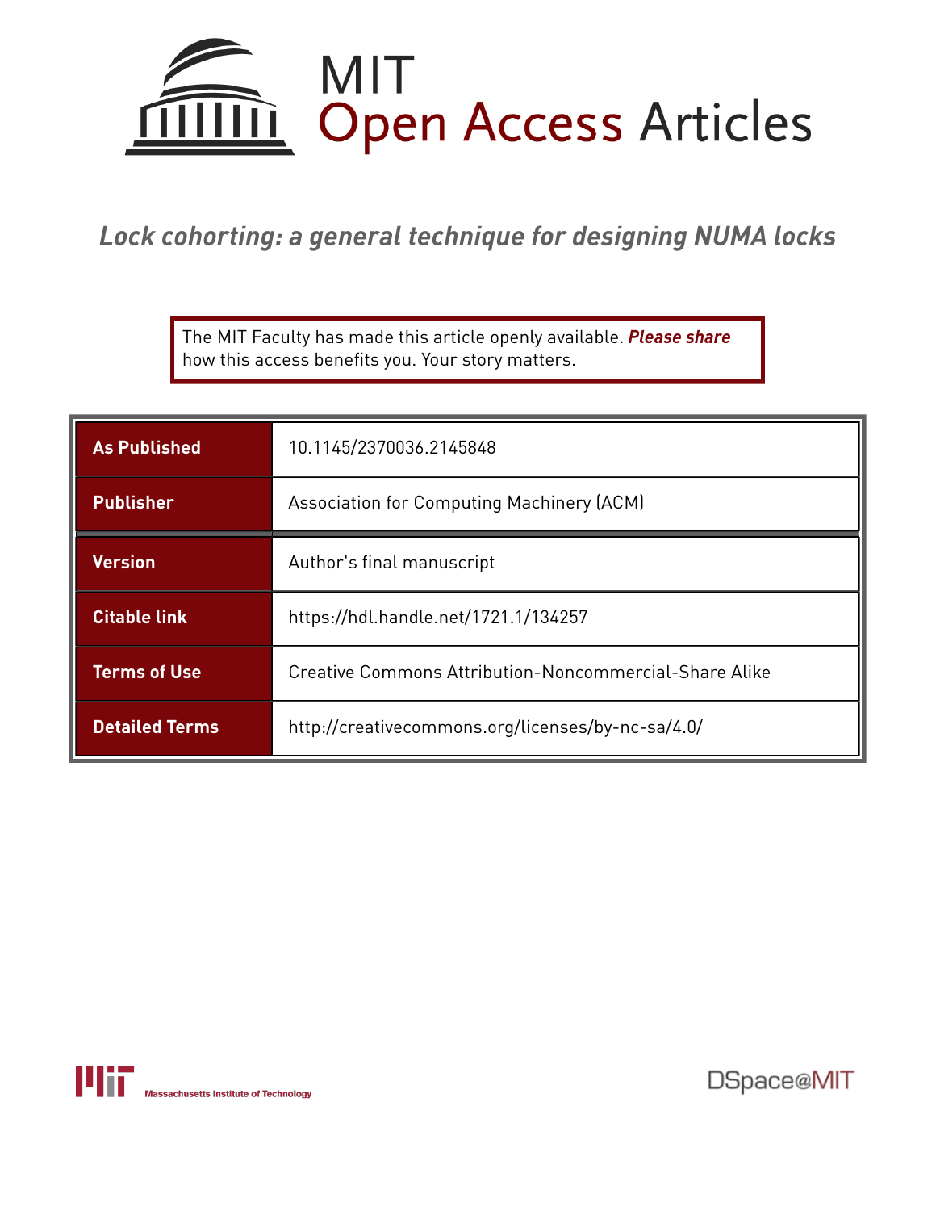# MIT Open Access Articles

## *Lock cohorting: a general technique for designing NUMA locks*

The MIT Faculty has made this article openly available. ***Please share*** how this access benefits you. Your story matters.

| | |
|---|---|
| **As Published** | 10.1145/2370036.2145848 |
| **Publisher** | Association for Computing Machinery (ACM) |
| **Version** | Author's final manuscript |
| **Citable link** | https://hdl.handle.net/1721.1/134257 |
| **Terms of Use** | Creative Commons Attribution-Noncommercial-Share Alike |
| **Detailed Terms** | http://creativecommons.org/licenses/by-nc-sa/4.0/ |

Massachusetts Institute of Technology

DSpace@MIT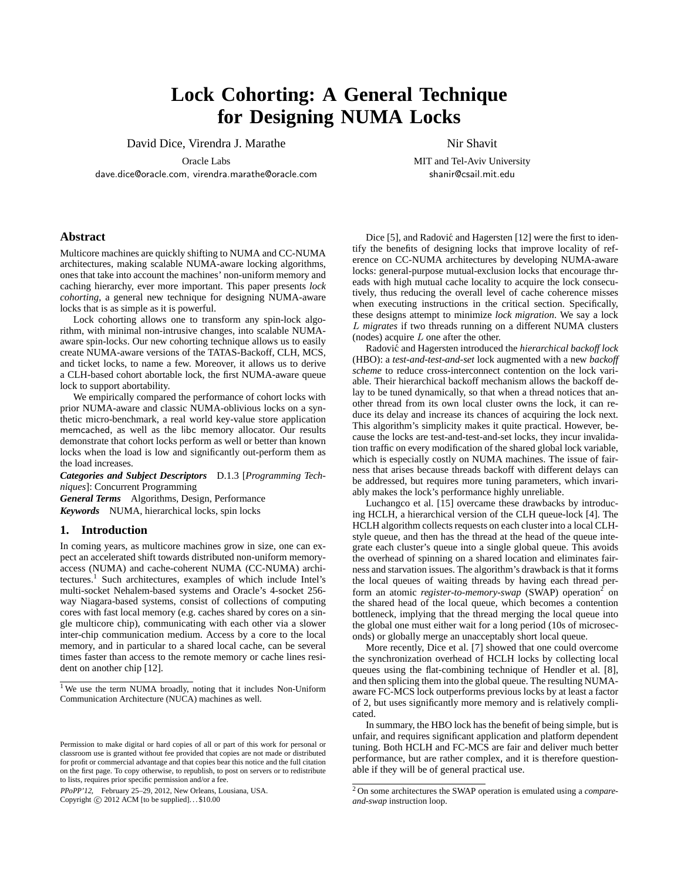# Lock Cohorting: A General Technique for Designing NUMA Locks

David Dice, Virendra J. Marathe

Oracle Labs

dave.dice@oracle.com, virendra.marathe@oracle.com

Nir Shavit

MIT and Tel-Aviv University

shanir@csail.mit.edu

## Abstract

Multicore machines are quickly shifting to NUMA and CC-NUMA architectures, making scalable NUMA-aware locking algorithms, ones that take into account the machines' non-uniform memory and caching hierarchy, ever more important. This paper presents *lock cohorting*, a general new technique for designing NUMA-aware locks that is as simple as it is powerful.

Lock cohorting allows one to transform any spin-lock algorithm, with minimal non-intrusive changes, into scalable NUMA-aware spin-locks. Our new cohorting technique allows us to easily create NUMA-aware versions of the TATAS-Backoff, CLH, MCS, and ticket locks, to name a few. Moreover, it allows us to derive a CLH-based cohort abortable lock, the first NUMA-aware queue lock to support abortability.

We empirically compared the performance of cohort locks with prior NUMA-aware and classic NUMA-oblivious locks on a synthetic micro-benchmark, a real world key-value store application memcached, as well as the libc memory allocator. Our results demonstrate that cohort locks perform as well or better than known locks when the load is low and significantly out-perform them as the load increases.

***Categories and Subject Descriptors*** D.1.3 [*Programming Techniques*]: Concurrent Programming

***General Terms*** Algorithms, Design, Performance

***Keywords*** NUMA, hierarchical locks, spin locks

## 1. Introduction

In coming years, as multicore machines grow in size, one can expect an accelerated shift towards distributed non-uniform memory-access (NUMA) and cache-coherent NUMA (CC-NUMA) architectures.[1] Such architectures, examples of which include Intel's multi-socket Nehalem-based systems and Oracle's 4-socket 256-way Niagara-based systems, consist of collections of computing cores with fast local memory (e.g. caches shared by cores on a single multicore chip), communicating with each other via a slower inter-chip communication medium. Access by a core to the local memory, and in particular to a shared local cache, can be several times faster than access to the remote memory or cache lines resident on another chip [12].

[1] We use the term NUMA broadly, noting that it includes Non-Uniform Communication Architecture (NUCA) machines as well.

Permission to make digital or hard copies of all or part of this work for personal or classroom use is granted without fee provided that copies are not made or distributed for profit or commercial advantage and that copies bear this notice and the full citation on the first page. To copy otherwise, to republish, to post on servers or to redistribute to lists, requires prior specific permission and/or a fee.

*PPoPP'12,* February 25–29, 2012, New Orleans, Lousiana, USA.
Copyright © 2012 ACM [to be supplied]...$10.00

Dice [5], and Radović and Hagersten [12] were the first to identify the benefits of designing locks that improve locality of reference on CC-NUMA architectures by developing NUMA-aware locks: general-purpose mutual-exclusion locks that encourage threads with high mutual cache locality to acquire the lock consecutively, thus reducing the overall level of cache coherence misses when executing instructions in the critical section. Specifically, these designs attempt to minimize *lock migration*. We say a lock $L$ *migrates* if two threads running on a different NUMA clusters (nodes) acquire $L$ one after the other.

Radović and Hagersten introduced the *hierarchical backoff lock* (HBO): a *test-and-test-and-set* lock augmented with a new *backoff scheme* to reduce cross-interconnect contention on the lock variable. Their hierarchical backoff mechanism allows the backoff delay to be tuned dynamically, so that when a thread notices that another thread from its own local cluster owns the lock, it can reduce its delay and increase its chances of acquiring the lock next. This algorithm's simplicity makes it quite practical. However, because the locks are test-and-test-and-set locks, they incur invalidation traffic on every modification of the shared global lock variable, which is especially costly on NUMA machines. The issue of fairness that arises because threads backoff with different delays can be addressed, but requires more tuning parameters, which invariably makes the lock's performance highly unreliable.

Luchangco et al. [15] overcame these drawbacks by introducing HCLH, a hierarchical version of the CLH queue-lock [4]. The HCLH algorithm collects requests on each cluster into a local CLH-style queue, and then has the thread at the head of the queue integrate each cluster's queue into a single global queue. This avoids the overhead of spinning on a shared location and eliminates fairness and starvation issues. The algorithm's drawback is that it forms the local queues of waiting threads by having each thread perform an atomic *register-to-memory-swap* (SWAP) operation[2] on the shared head of the local queue, which becomes a contention bottleneck, implying that the thread merging the local queue into the global one must either wait for a long period (10s of microseconds) or globally merge an unacceptably short local queue.

More recently, Dice et al. [7] showed that one could overcome the synchronization overhead of HCLH locks by collecting local queues using the flat-combining technique of Hendler et al. [8], and then splicing them into the global queue. The resulting NUMA-aware FC-MCS lock outperforms previous locks by at least a factor of 2, but uses significantly more memory and is relatively complicated.

In summary, the HBO lock has the benefit of being simple, but is unfair, and requires significant application and platform dependent tuning. Both HCLH and FC-MCS are fair and deliver much better performance, but are rather complex, and it is therefore questionable if they will be of general practical use.

[2] On some architectures the SWAP operation is emulated using a *compare-and-swap* instruction loop.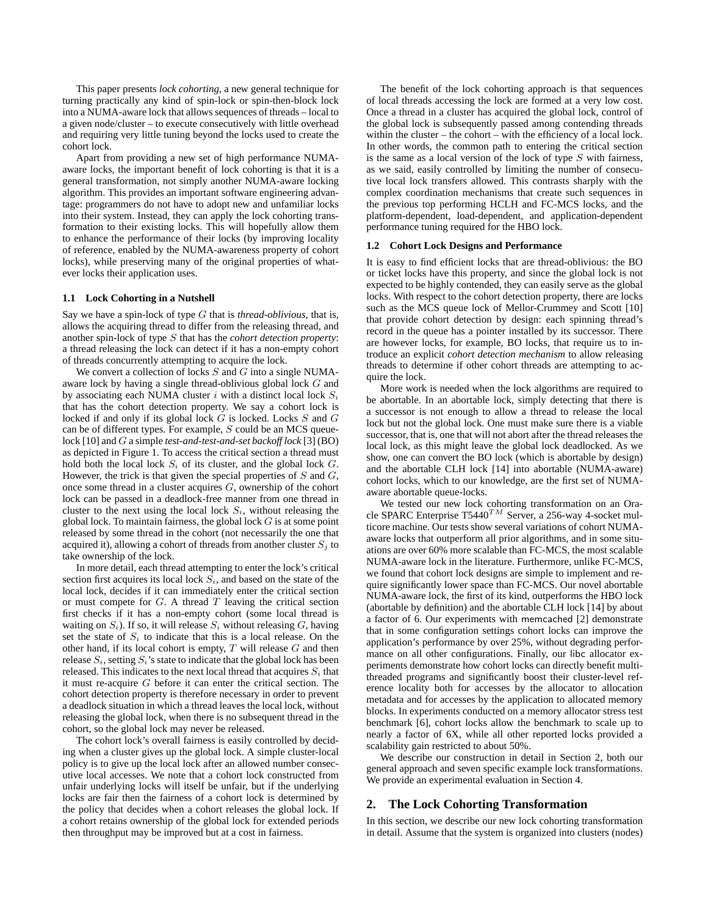This paper presents *lock cohorting*, a new general technique for turning practically any kind of spin-lock or spin-then-block lock into a NUMA-aware lock that allows sequences of threads – local to a given node/cluster – to execute consecutively with little overhead and requiring very little tuning beyond the locks used to create the cohort lock.

Apart from providing a new set of high performance NUMA-aware locks, the important benefit of lock cohorting is that it is a general transformation, not simply another NUMA-aware locking algorithm. This provides an important software engineering advantage: programmers do not have to adopt new and unfamiliar locks into their system. Instead, they can apply the lock cohorting transformation to their existing locks. This will hopefully allow them to enhance the performance of their locks (by improving locality of reference, enabled by the NUMA-awareness property of cohort locks), while preserving many of the original properties of whatever locks their application uses.

### 1.1 Lock Cohorting in a Nutshell

Say we have a spin-lock of type $G$ that is *thread-oblivious*, that is, allows the acquiring thread to differ from the releasing thread, and another spin-lock of type $S$ that has the *cohort detection property*: a thread releasing the lock can detect if it has a non-empty cohort of threads concurrently attempting to acquire the lock.

We convert a collection of locks $S$ and $G$ into a single NUMA-aware lock by having a single thread-oblivious global lock $G$ and by associating each NUMA cluster $i$ with a distinct local lock $S_i$ that has the cohort detection property. We say a cohort lock is locked if and only if its global lock $G$ is locked. Locks $S$ and $G$ can be of different types. For example, $S$ could be an MCS queue-lock [10] and $G$ a simple *test-and-test-and-set backoff lock* [3] (BO) as depicted in Figure 1. To access the critical section a thread must hold both the local lock $S_i$ of its cluster, and the global lock $G$. However, the trick is that given the special properties of $S$ and $G$, once some thread in a cluster acquires $G$, ownership of the cohort lock can be passed in a deadlock-free manner from one thread in cluster to the next using the local lock $S_i$, without releasing the global lock. To maintain fairness, the global lock $G$ is at some point released by some thread in the cohort (not necessarily the one that acquired it), allowing a cohort of threads from another cluster $S_j$ to take ownership of the lock.

In more detail, each thread attempting to enter the lock's critical section first acquires its local lock $S_i$, and based on the state of the local lock, decides if it can immediately enter the critical section or must compete for $G$. A thread $T$ leaving the critical section first checks if it has a non-empty cohort (some local thread is waiting on $S_i$). If so, it will release $S_i$ without releasing $G$, having set the state of $S_i$ to indicate that this is a local release. On the other hand, if its local cohort is empty, $T$ will release $G$ and then release $S_i$, setting $S_i$'s state to indicate that the global lock has been released. This indicates to the next local thread that acquires $S_i$ that it must re-acquire $G$ before it can enter the critical section. The cohort detection property is therefore necessary in order to prevent a deadlock situation in which a thread leaves the local lock, without releasing the global lock, when there is no subsequent thread in the cohort, so the global lock may never be released.

The cohort lock's overall fairness is easily controlled by deciding when a cluster gives up the global lock. A simple cluster-local policy is to give up the local lock after an allowed number consecutive local accesses. We note that a cohort lock constructed from unfair underlying locks will itself be unfair, but if the underlying locks are fair then the fairness of a cohort lock is determined by the policy that decides when a cohort releases the global lock. If a cohort retains ownership of the global lock for extended periods then throughput may be improved but at a cost in fairness.

The benefit of the lock cohorting approach is that sequences of local threads accessing the lock are formed at a very low cost. Once a thread in a cluster has acquired the global lock, control of the global lock is subsequently passed among contending threads within the cluster – the cohort – with the efficiency of a local lock. In other words, the common path to entering the critical section is the same as a local version of the lock of type $S$ with fairness, as we said, easily controlled by limiting the number of consecutive local lock transfers allowed. This contrasts sharply with the complex coordination mechanisms that create such sequences in the previous top performing HCLH and FC-MCS locks, and the platform-dependent, load-dependent, and application-dependent performance tuning required for the HBO lock.

### 1.2 Cohort Lock Designs and Performance

It is easy to find efficient locks that are thread-oblivious: the BO or ticket locks have this property, and since the global lock is not expected to be highly contended, they can easily serve as the global locks. With respect to the cohort detection property, there are locks such as the MCS queue lock of Mellor-Crummey and Scott [10] that provide cohort detection by design: each spinning thread's record in the queue has a pointer installed by its successor. There are however locks, for example, BO locks, that require us to introduce an explicit *cohort detection mechanism* to allow releasing threads to determine if other cohort threads are attempting to acquire the lock.

More work is needed when the lock algorithms are required to be abortable. In an abortable lock, simply detecting that there is a successor is not enough to allow a thread to release the local lock but not the global lock. One must make sure there is a viable successor, that is, one that will not abort after the thread releases the local lock, as this might leave the global lock deadlocked. As we show, one can convert the BO lock (which is abortable by design) and the abortable CLH lock [14] into abortable (NUMA-aware) cohort locks, which to our knowledge, are the first set of NUMA-aware abortable queue-locks.

We tested our new lock cohorting transformation on an Oracle SPARC Enterprise T5440$^{TM}$ Server, a 256-way 4-socket multicore machine. Our tests show several variations of cohort NUMA-aware locks that outperform all prior algorithms, and in some situations are over 60% more scalable than FC-MCS, the most scalable NUMA-aware lock in the literature. Furthermore, unlike FC-MCS, we found that cohort lock designs are simple to implement and require significantly lower space than FC-MCS. Our novel abortable NUMA-aware lock, the first of its kind, outperforms the HBO lock (abortable by definition) and the abortable CLH lock [14] by about a factor of 6. Our experiments with memcached [2] demonstrate that in some configuration settings cohort locks can improve the application's performance by over 25%, without degrading performance on all other configurations. Finally, our libc allocator experiments demonstrate how cohort locks can directly benefit multi-threaded programs and significantly boost their cluster-level reference locality both for accesses by the allocator to allocation metadata and for accesses by the application to allocated memory blocks. In experiments conducted on a memory allocator stress test benchmark [6], cohort locks allow the benchmark to scale up to nearly a factor of 6X, while all other reported locks provided a scalability gain restricted to about 50%.

We describe our construction in detail in Section 2, both our general approach and seven specific example lock transformations. We provide an experimental evaluation in Section 4.

## 2. The Lock Cohorting Transformation

In this section, we describe our new lock cohorting transformation in detail. Assume that the system is organized into clusters (nodes)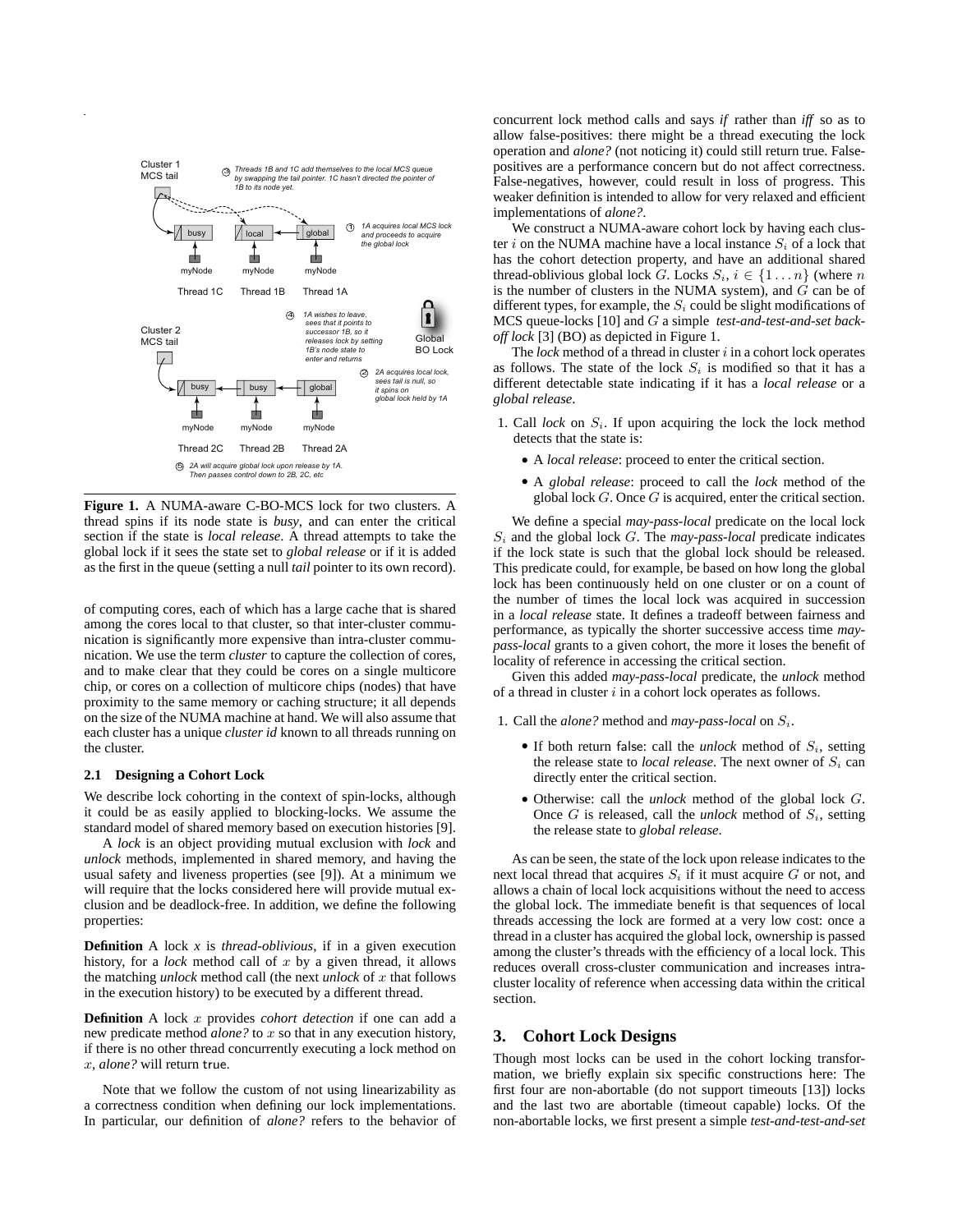Cluster 1
MCS tail

③ Threads 1B and 1C add themselves to the local MCS queue by swapping the tail pointer. 1C hasn't directed the pointer of 1B to its node yet.

busy
local
global

① 1A acquires local MCS lock and proceeds to acquire the global lock

myNode
myNode
myNode

Thread 1C
Thread 1B
Thread 1A

Cluster 2
MCS tail

④ 1A wishes to leave, sees that it points to successor 1B, so it releases lock by setting 1B's node state to enter and returns

Global
BO Lock

② 2A acquires local lock, sees tail is null, so it spins on global lock held by 1A

busy
busy
global

myNode
myNode
myNode

Thread 2C
Thread 2B
Thread 2A

⑤ 2A will acquire global lock upon release by 1A. Then passes control down to 2B, 2C, etc

**Figure 1.** A NUMA-aware C-BO-MCS lock for two clusters. A thread spins if its node state is *busy*, and can enter the critical section if the state is *local release*. A thread attempts to take the global lock if it sees the state set to *global release* or if it is added as the first in the queue (setting a null *tail* pointer to its own record).

of computing cores, each of which has a large cache that is shared among the cores local to that cluster, so that inter-cluster communication is significantly more expensive than intra-cluster communication. We use the term *cluster* to capture the collection of cores, and to make clear that they could be cores on a single multicore chip, or cores on a collection of multicore chips (nodes) that have proximity to the same memory or caching structure; it all depends on the size of the NUMA machine at hand. We will also assume that each cluster has a unique *cluster id* known to all threads running on the cluster.

### 2.1 Designing a Cohort Lock

We describe lock cohorting in the context of spin-locks, although it could be as easily applied to blocking-locks. We assume the standard model of shared memory based on execution histories [9].

A *lock* is an object providing mutual exclusion with *lock* and *unlock* methods, implemented in shared memory, and having the usual safety and liveness properties (see [9]). At a minimum we will require that the locks considered here will provide mutual exclusion and be deadlock-free. In addition, we define the following properties:

**Definition** A lock *x* is *thread-oblivious*, if in a given execution history, for a *lock* method call of $x$ by a given thread, it allows the matching *unlock* method call (the next *unlock* of $x$ that follows in the execution history) to be executed by a different thread.

**Definition** A lock $x$ provides *cohort detection* if one can add a new predicate method *alone?* to $x$ so that in any execution history, if there is no other thread concurrently executing a lock method on $x$, *alone?* will return true.

Note that we follow the custom of not using linearizability as a correctness condition when defining our lock implementations. In particular, our definition of *alone?* refers to the behavior of concurrent lock method calls and says *if* rather than *iff* so as to allow false-positives: there might be a thread executing the lock operation and *alone?* (not noticing it) could still return true. False-positives are a performance concern but do not affect correctness. False-negatives, however, could result in loss of progress. This weaker definition is intended to allow for very relaxed and efficient implementations of *alone?*.

We construct a NUMA-aware cohort lock by having each cluster $i$ on the NUMA machine have a local instance $S_i$ of a lock that has the cohort detection property, and have an additional shared thread-oblivious global lock $G$. Locks $S_i$, $i \in \{1 \dots n\}$ (where $n$ is the number of clusters in the NUMA system), and $G$ can be of different types, for example, the $S_i$ could be slight modifications of MCS queue-locks [10] and $G$ a simple *test-and-test-and-set backoff lock* [3] (BO) as depicted in Figure 1.

The *lock* method of a thread in cluster $i$ in a cohort lock operates as follows. The state of the lock $S_i$ is modified so that it has a different detectable state indicating if it has a *local release* or a *global release*.

1. Call *lock* on $S_i$. If upon acquiring the lock the lock method detects that the state is:
   - A *local release*: proceed to enter the critical section.
   - A *global release*: proceed to call the *lock* method of the global lock $G$. Once $G$ is acquired, enter the critical section.

We define a special *may-pass-local* predicate on the local lock $S_i$ and the global lock $G$. The *may-pass-local* predicate indicates if the lock state is such that the global lock should be released. This predicate could, for example, be based on how long the global lock has been continuously held on one cluster or on a count of the number of times the local lock was acquired in succession in a *local release* state. It defines a tradeoff between fairness and performance, as typically the shorter successive access time *may-pass-local* grants to a given cohort, the more it loses the benefit of locality of reference in accessing the critical section.

Given this added *may-pass-local* predicate, the *unlock* method of a thread in cluster $i$ in a cohort lock operates as follows.

1. Call the *alone?* method and *may-pass-local* on $S_i$.
   - If both return false: call the *unlock* method of $S_i$, setting the release state to *local release*. The next owner of $S_i$ can directly enter the critical section.
   - Otherwise: call the *unlock* method of the global lock $G$. Once $G$ is released, call the *unlock* method of $S_i$, setting the release state to *global release*.

As can be seen, the state of the lock upon release indicates to the next local thread that acquires $S_i$ if it must acquire $G$ or not, and allows a chain of local lock acquisitions without the need to access the global lock. The immediate benefit is that sequences of local threads accessing the lock are formed at a very low cost: once a thread in a cluster has acquired the global lock, ownership is passed among the cluster's threads with the efficiency of a local lock. This reduces overall cross-cluster communication and increases intra-cluster locality of reference when accessing data within the critical section.

## 3. Cohort Lock Designs

Though most locks can be used in the cohort locking transformation, we briefly explain six specific constructions here: The first four are non-abortable (do not support timeouts [13]) locks and the last two are abortable (timeout capable) locks. Of the non-abortable locks, we first present a simple *test-and-test-and-set*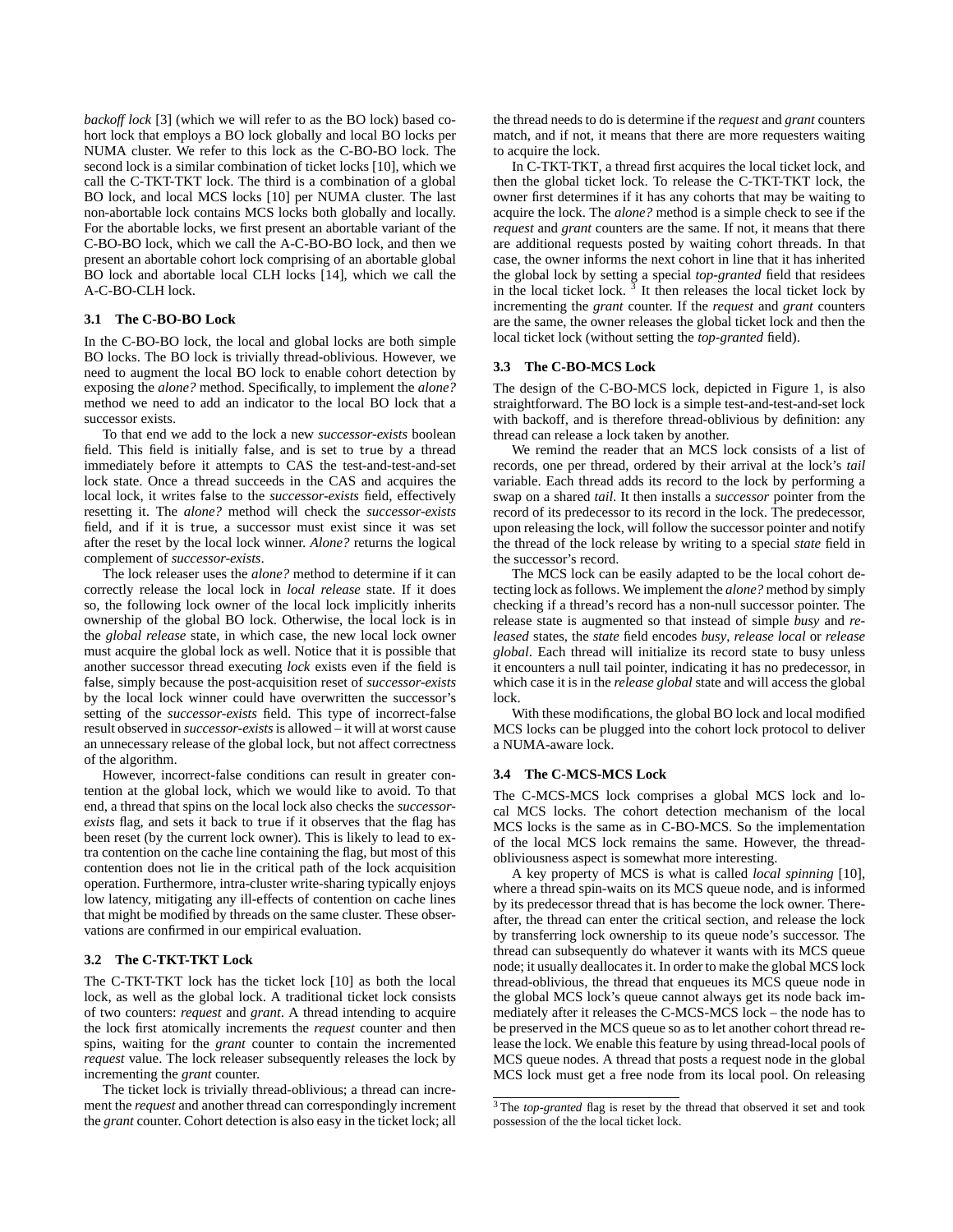*backoff lock* [3] (which we will refer to as the BO lock) based cohort lock that employs a BO lock globally and local BO locks per NUMA cluster. We refer to this lock as the C-BO-BO lock. The second lock is a similar combination of ticket locks [10], which we call the C-TKT-TKT lock. The third is a combination of a global BO lock, and local MCS locks [10] per NUMA cluster. The last non-abortable lock contains MCS locks both globally and locally. For the abortable locks, we first present an abortable variant of the C-BO-BO lock, which we call the A-C-BO-BO lock, and then we present an abortable cohort lock comprising of an abortable global BO lock and abortable local CLH locks [14], which we call the A-C-BO-CLH lock.

### 3.1 The C-BO-BO Lock

In the C-BO-BO lock, the local and global locks are both simple BO locks. The BO lock is trivially thread-oblivious. However, we need to augment the local BO lock to enable cohort detection by exposing the *alone?* method. Specifically, to implement the *alone?* method we need to add an indicator to the local BO lock that a successor exists.

To that end we add to the lock a new *successor-exists* boolean field. This field is initially false, and is set to true by a thread immediately before it attempts to CAS the test-and-test-and-set lock state. Once a thread succeeds in the CAS and acquires the local lock, it writes false to the *successor-exists* field, effectively resetting it. The *alone?* method will check the *successor-exists* field, and if it is true, a successor must exist since it was set after the reset by the local lock winner. *Alone?* returns the logical complement of *successor-exists*.

The lock releaser uses the *alone?* method to determine if it can correctly release the local lock in *local release* state. If it does so, the following lock owner of the local lock implicitly inherits ownership of the global BO lock. Otherwise, the local lock is in the *global release* state, in which case, the new local lock owner must acquire the global lock as well. Notice that it is possible that another successor thread executing *lock* exists even if the field is false, simply because the post-acquisition reset of *successor-exists* by the local lock winner could have overwritten the successor's setting of the *successor-exists* field. This type of incorrect-false result observed in *successor-exists* is allowed – it will at worst cause an unnecessary release of the global lock, but not affect correctness of the algorithm.

However, incorrect-false conditions can result in greater contention at the global lock, which we would like to avoid. To that end, a thread that spins on the local lock also checks the *successor-exists* flag, and sets it back to true if it observes that the flag has been reset (by the current lock owner). This is likely to lead to extra contention on the cache line containing the flag, but most of this contention does not lie in the critical path of the lock acquisition operation. Furthermore, intra-cluster write-sharing typically enjoys low latency, mitigating any ill-effects of contention on cache lines that might be modified by threads on the same cluster. These observations are confirmed in our empirical evaluation.

### 3.2 The C-TKT-TKT Lock

The C-TKT-TKT lock has the ticket lock [10] as both the local lock, as well as the global lock. A traditional ticket lock consists of two counters: *request* and *grant*. A thread intending to acquire the lock first atomically increments the *request* counter and then spins, waiting for the *grant* counter to contain the incremented *request* value. The lock releaser subsequently releases the lock by incrementing the *grant* counter.

The ticket lock is trivially thread-oblivious; a thread can increment the *request* and another thread can correspondingly increment the *grant* counter. Cohort detection is also easy in the ticket lock; all the thread needs to do is determine if the *request* and *grant* counters match, and if not, it means that there are more requesters waiting to acquire the lock.

In C-TKT-TKT, a thread first acquires the local ticket lock, and then the global ticket lock. To release the C-TKT-TKT lock, the owner first determines if it has any cohorts that may be waiting to acquire the lock. The *alone?* method is a simple check to see if the *request* and *grant* counters are the same. If not, it means that there are additional requests posted by waiting cohort threads. In that case, the owner informs the next cohort in line that it has inherited the global lock by setting a special *top-granted* field that residees in the local ticket lock. [3] It then releases the local ticket lock by incrementing the *grant* counter. If the *request* and *grant* counters are the same, the owner releases the global ticket lock and then the local ticket lock (without setting the *top-granted* field).

### 3.3 The C-BO-MCS Lock

The design of the C-BO-MCS lock, depicted in Figure 1, is also straightforward. The BO lock is a simple test-and-test-and-set lock with backoff, and is therefore thread-oblivious by definition: any thread can release a lock taken by another.

We remind the reader that an MCS lock consists of a list of records, one per thread, ordered by their arrival at the lock's *tail* variable. Each thread adds its record to the lock by performing a swap on a shared *tail*. It then installs a *successor* pointer from the record of its predecessor to its record in the lock. The predecessor, upon releasing the lock, will follow the successor pointer and notify the thread of the lock release by writing to a special *state* field in the successor's record.

The MCS lock can be easily adapted to be the local cohort detecting lock as follows. We implement the *alone?* method by simply checking if a thread's record has a non-null successor pointer. The release state is augmented so that instead of simple *busy* and *released* states, the *state* field encodes *busy*, *release local* or *release global*. Each thread will initialize its record state to busy unless it encounters a null tail pointer, indicating it has no predecessor, in which case it is in the *release global* state and will access the global lock.

With these modifications, the global BO lock and local modified MCS locks can be plugged into the cohort lock protocol to deliver a NUMA-aware lock.

### 3.4 The C-MCS-MCS Lock

The C-MCS-MCS lock comprises a global MCS lock and local MCS locks. The cohort detection mechanism of the local MCS locks is the same as in C-BO-MCS. So the implementation of the local MCS lock remains the same. However, the thread-obliviousness aspect is somewhat more interesting.

A key property of MCS is what is called *local spinning* [10], where a thread spin-waits on its MCS queue node, and is informed by its predecessor thread that is has become the lock owner. Thereafter, the thread can enter the critical section, and release the lock by transferring lock ownership to its queue node's successor. The thread can subsequently do whatever it wants with its MCS queue node; it usually deallocates it. In order to make the global MCS lock thread-oblivious, the thread that enqueues its MCS queue node in the global MCS lock's queue cannot always get its node back immediately after it releases the C-MCS-MCS lock – the node has to be preserved in the MCS queue so as to let another cohort thread release the lock. We enable this feature by using thread-local pools of MCS queue nodes. A thread that posts a request node in the global MCS lock must get a free node from its local pool. On releasing

[3] The *top-granted* flag is reset by the thread that observed it set and took possession of the the local ticket lock.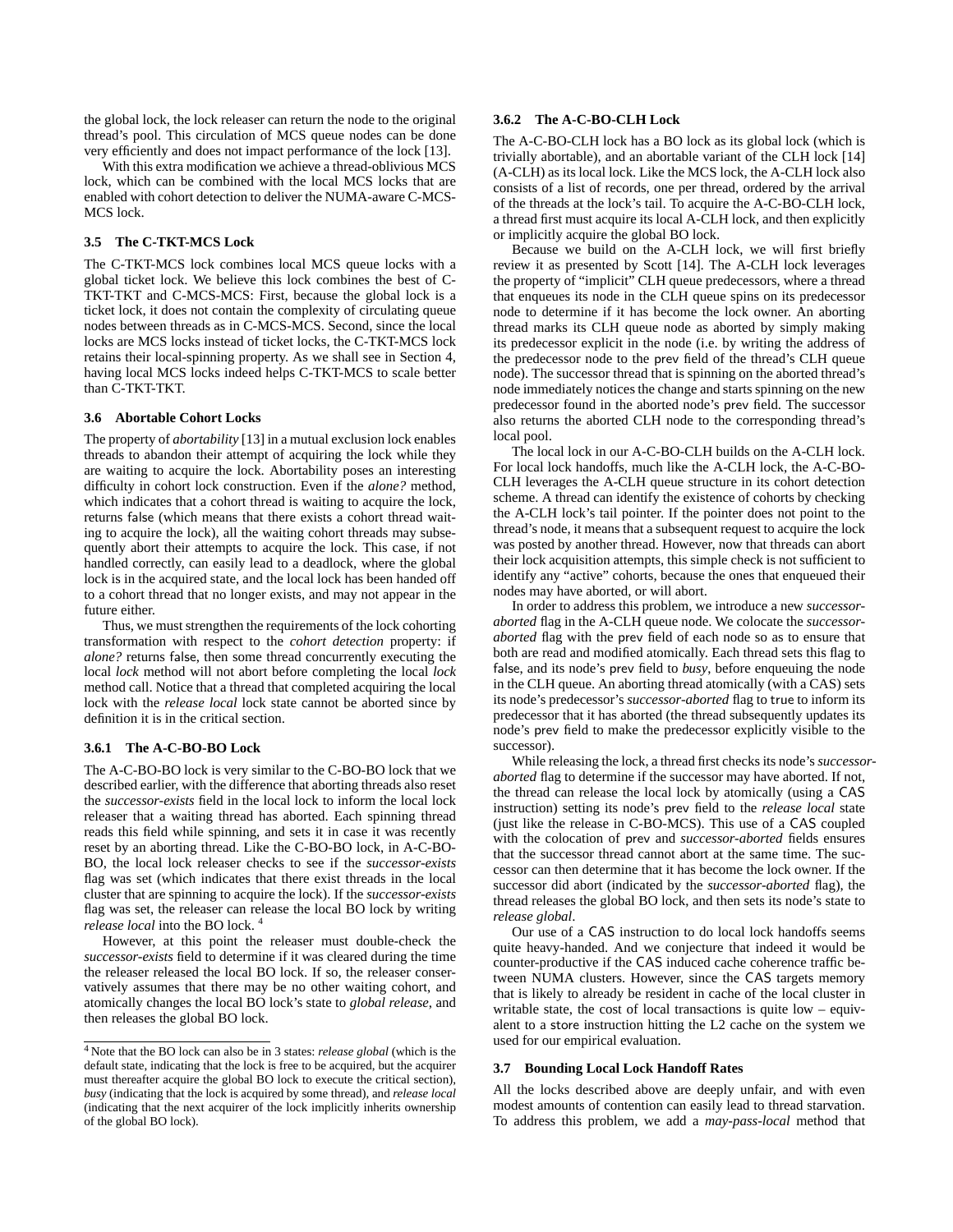the global lock, the lock releaser can return the node to the original thread's pool. This circulation of MCS queue nodes can be done very efficiently and does not impact performance of the lock [13].

With this extra modification we achieve a thread-oblivious MCS lock, which can be combined with the local MCS locks that are enabled with cohort detection to deliver the NUMA-aware C-MCS-MCS lock.

### 3.5 The C-TKT-MCS Lock

The C-TKT-MCS lock combines local MCS queue locks with a global ticket lock. We believe this lock combines the best of C-TKT-TKT and C-MCS-MCS: First, because the global lock is a ticket lock, it does not contain the complexity of circulating queue nodes between threads as in C-MCS-MCS. Second, since the local locks are MCS locks instead of ticket locks, the C-TKT-MCS lock retains their local-spinning property. As we shall see in Section 4, having local MCS locks indeed helps C-TKT-MCS to scale better than C-TKT-TKT.

### 3.6 Abortable Cohort Locks

The property of *abortability* [13] in a mutual exclusion lock enables threads to abandon their attempt of acquiring the lock while they are waiting to acquire the lock. Abortability poses an interesting difficulty in cohort lock construction. Even if the *alone?* method, which indicates that a cohort thread is waiting to acquire the lock, returns false (which means that there exists a cohort thread waiting to acquire the lock), all the waiting cohort threads may subsequently abort their attempts to acquire the lock. This case, if not handled correctly, can easily lead to a deadlock, where the global lock is in the acquired state, and the local lock has been handed off to a cohort thread that no longer exists, and may not appear in the future either.

Thus, we must strengthen the requirements of the lock cohorting transformation with respect to the *cohort detection* property: if *alone?* returns false, then some thread concurrently executing the local *lock* method will not abort before completing the local *lock* method call. Notice that a thread that completed acquiring the local lock with the *release local* lock state cannot be aborted since by definition it is in the critical section.

#### 3.6.1 The A-C-BO-BO Lock

The A-C-BO-BO lock is very similar to the C-BO-BO lock that we described earlier, with the difference that aborting threads also reset the *successor-exists* field in the local lock to inform the local lock releaser that a waiting thread has aborted. Each spinning thread reads this field while spinning, and sets it in case it was recently reset by an aborting thread. Like the C-BO-BO lock, in A-C-BO-BO, the local lock releaser checks to see if the *successor-exists* flag was set (which indicates that there exist threads in the local cluster that are spinning to acquire the lock). If the *successor-exists* flag was set, the releaser can release the local BO lock by writing *release local* into the BO lock. [4]

However, at this point the releaser must double-check the *successor-exists* field to determine if it was cleared during the time the releaser released the local BO lock. If so, the releaser conservatively assumes that there may be no other waiting cohort, and atomically changes the local BO lock's state to *global release*, and then releases the global BO lock.

#### 3.6.2 The A-C-BO-CLH Lock

The A-C-BO-CLH lock has a BO lock as its global lock (which is trivially abortable), and an abortable variant of the CLH lock [14] (A-CLH) as its local lock. Like the MCS lock, the A-CLH lock also consists of a list of records, one per thread, ordered by the arrival of the threads at the lock's tail. To acquire the A-C-BO-CLH lock, a thread first must acquire its local A-CLH lock, and then explicitly or implicitly acquire the global BO lock.

Because we build on the A-CLH lock, we will first briefly review it as presented by Scott [14]. The A-CLH lock leverages the property of "implicit" CLH queue predecessors, where a thread that enqueues its node in the CLH queue spins on its predecessor node to determine if it has become the lock owner. An aborting thread marks its CLH queue node as aborted by simply making its predecessor explicit in the node (i.e. by writing the address of the predecessor node to the prev field of the thread's CLH queue node). The successor thread that is spinning on the aborted thread's node immediately notices the change and starts spinning on the new predecessor found in the aborted node's prev field. The successor also returns the aborted CLH node to the corresponding thread's local pool.

The local lock in our A-C-BO-CLH builds on the A-CLH lock. For local lock handoffs, much like the A-CLH lock, the A-C-BO-CLH leverages the A-CLH queue structure in its cohort detection scheme. A thread can identify the existence of cohorts by checking the A-CLH lock's tail pointer. If the pointer does not point to the thread's node, it means that a subsequent request to acquire the lock was posted by another thread. However, now that threads can abort their lock acquisition attempts, this simple check is not sufficient to identify any "active" cohorts, because the ones that enqueued their nodes may have aborted, or will abort.

In order to address this problem, we introduce a new *successor-aborted* flag in the A-CLH queue node. We colocate the *successor-aborted* flag with the prev field of each node so as to ensure that both are read and modified atomically. Each thread sets this flag to false, and its node's prev field to *busy*, before enqueuing the node in the CLH queue. An aborting thread atomically (with a CAS) sets its node's predecessor's *successor-aborted* flag to true to inform its predecessor that it has aborted (the thread subsequently updates its node's prev field to make the predecessor explicitly visible to the successor).

While releasing the lock, a thread first checks its node's *successor-aborted* flag to determine if the successor may have aborted. If not, the thread can release the local lock by atomically (using a CAS instruction) setting its node's prev field to the *release local* state (just like the release in C-BO-MCS). This use of a CAS coupled with the colocation of prev and *successor-aborted* fields ensures that the successor thread cannot abort at the same time. The successor can then determine that it has become the lock owner. If the successor did abort (indicated by the *successor-aborted* flag), the thread releases the global BO lock, and then sets its node's state to *release global*.

Our use of a CAS instruction to do local lock handoffs seems quite heavy-handed. And we conjecture that indeed it would be counter-productive if the CAS induced cache coherence traffic between NUMA clusters. However, since the CAS targets memory that is likely to already be resident in cache of the local cluster in writable state, the cost of local transactions is quite low – equivalent to a store instruction hitting the L2 cache on the system we used for our empirical evaluation.

### 3.7 Bounding Local Lock Handoff Rates

All the locks described above are deeply unfair, and with even modest amounts of contention can easily lead to thread starvation. To address this problem, we add a *may-pass-local* method that

[4] Note that the BO lock can also be in 3 states: *release global* (which is the default state, indicating that the lock is free to be acquired, but the acquirer must thereafter acquire the global BO lock to execute the critical section), *busy* (indicating that the lock is acquired by some thread), and *release local* (indicating that the next acquirer of the lock implicitly inherits ownership of the global BO lock).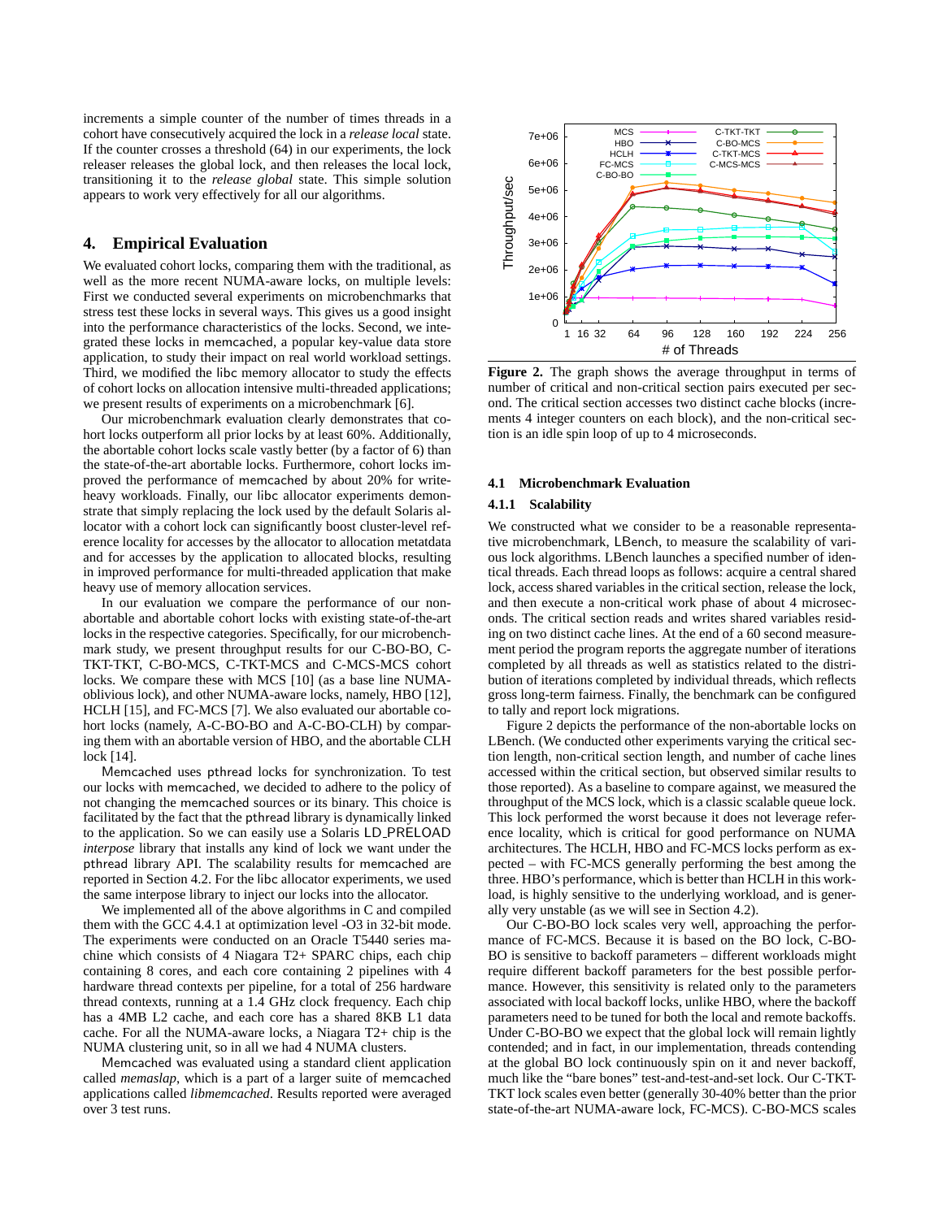increments a simple counter of the number of times threads in a cohort have consecutively acquired the lock in a *release local* state. If the counter crosses a threshold (64) in our experiments, the lock releaser releases the global lock, and then releases the local lock, transitioning it to the *release global* state. This simple solution appears to work very effectively for all our algorithms.

## 4. Empirical Evaluation

We evaluated cohort locks, comparing them with the traditional, as well as the more recent NUMA-aware locks, on multiple levels: First we conducted several experiments on microbenchmarks that stress test these locks in several ways. This gives us a good insight into the performance characteristics of the locks. Second, we integrated these locks in memcached, a popular key-value data store application, to study their impact on real world workload settings. Third, we modified the libc memory allocator to study the effects of cohort locks on allocation intensive multi-threaded applications; we present results of experiments on a microbenchmark [6].

Our microbenchmark evaluation clearly demonstrates that cohort locks outperform all prior locks by at least 60%. Additionally, the abortable cohort locks scale vastly better (by a factor of 6) than the state-of-the-art abortable locks. Furthermore, cohort locks improved the performance of memcached by about 20% for write-heavy workloads. Finally, our libc allocator experiments demonstrate that simply replacing the lock used by the default Solaris allocator with a cohort lock can significantly boost cluster-level reference locality for accesses by the allocator to allocation metatdata and for accesses by the application to allocated blocks, resulting in improved performance for multi-threaded application that make heavy use of memory allocation services.

In our evaluation we compare the performance of our non-abortable and abortable cohort locks with existing state-of-the-art locks in the respective categories. Specifically, for our microbenchmark study, we present throughput results for our C-BO-BO, C-TKT-TKT, C-BO-MCS, C-TKT-MCS and C-MCS-MCS cohort locks. We compare these with MCS [10] (as a base line NUMA-oblivious lock), and other NUMA-aware locks, namely, HBO [12], HCLH [15], and FC-MCS [7]. We also evaluated our abortable cohort locks (namely, A-C-BO-BO and A-C-BO-CLH) by comparing them with an abortable version of HBO, and the abortable CLH lock [14].

Memcached uses pthread locks for synchronization. To test our locks with memcached, we decided to adhere to the policy of not changing the memcached sources or its binary. This choice is facilitated by the fact that the pthread library is dynamically linked to the application. So we can easily use a Solaris LD_PRELOAD *interpose* library that installs any kind of lock we want under the pthread library API. The scalability results for memcached are reported in Section 4.2. For the libc allocator experiments, we used the same interpose library to inject our locks into the allocator.

We implemented all of the above algorithms in C and compiled them with the GCC 4.4.1 at optimization level -O3 in 32-bit mode. The experiments were conducted on an Oracle T5440 series machine which consists of 4 Niagara T2+ SPARC chips, each chip containing 8 cores, and each core containing 2 pipelines with 4 hardware thread contexts per pipeline, for a total of 256 hardware thread contexts, running at a 1.4 GHz clock frequency. Each chip has a 4MB L2 cache, and each core has a shared 8KB L1 data cache. For all the NUMA-aware locks, a Niagara T2+ chip is the NUMA clustering unit, so in all we had 4 NUMA clusters.

Memcached was evaluated using a standard client application called *memaslap*, which is a part of a larger suite of memcached applications called *libmemcached*. Results reported were averaged over 3 test runs.

**Figure 2.** The graph shows the average throughput in terms of number of critical and non-critical section pairs executed per second. The critical section accesses two distinct cache blocks (increments 4 integer counters on each block), and the non-critical section is an idle spin loop of up to 4 microseconds.

### 4.1 Microbenchmark Evaluation

#### 4.1.1 Scalability

We constructed what we consider to be a reasonable representative microbenchmark, LBench, to measure the scalability of various lock algorithms. LBench launches a specified number of identical threads. Each thread loops as follows: acquire a central shared lock, access shared variables in the critical section, release the lock, and then execute a non-critical work phase of about 4 microseconds. The critical section reads and writes shared variables residing on two distinct cache lines. At the end of a 60 second measurement period the program reports the aggregate number of iterations completed by all threads as well as statistics related to the distribution of iterations completed by individual threads, which reflects gross long-term fairness. Finally, the benchmark can be configured to tally and report lock migrations.

Figure 2 depicts the performance of the non-abortable locks on LBench. (We conducted other experiments varying the critical section length, non-critical section length, and number of cache lines accessed within the critical section, but observed similar results to those reported). As a baseline to compare against, we measured the throughput of the MCS lock, which is a classic scalable queue lock. This lock performed the worst because it does not leverage reference locality, which is critical for good performance on NUMA architectures. The HCLH, HBO and FC-MCS locks perform as expected – with FC-MCS generally performing the best among the three. HBO's performance, which is better than HCLH in this workload, is highly sensitive to the underlying workload, and is generally very unstable (as we will see in Section 4.2).

Our C-BO-BO lock scales very well, approaching the performance of FC-MCS. Because it is based on the BO lock, C-BO-BO is sensitive to backoff parameters – different workloads might require different backoff parameters for the best possible performance. However, this sensitivity is related only to the parameters associated with local backoff locks, unlike HBO, where the backoff parameters need to be tuned for both the local and remote backoffs. Under C-BO-BO we expect that the global lock will remain lightly contended; and in fact, in our implementation, threads contending at the global BO lock continuously spin on it and never backoff, much like the "bare bones" test-and-test-and-set lock. Our C-TKT-TKT lock scales even better (generally 30-40% better than the prior state-of-the-art NUMA-aware lock, FC-MCS). C-BO-MCS scales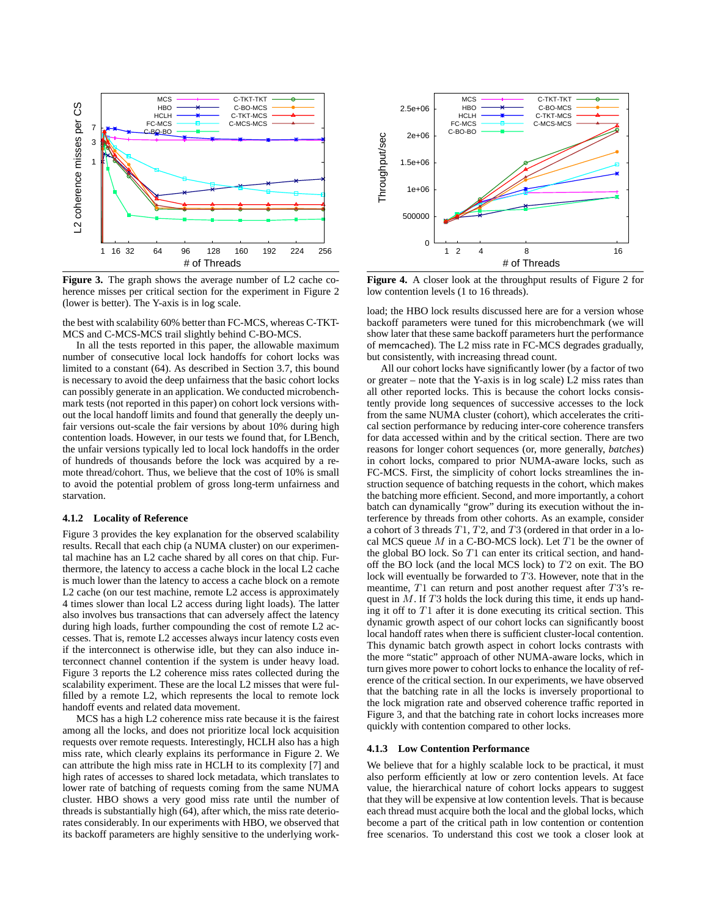**Figure 3.** The graph shows the average number of L2 cache coherence misses per critical section for the experiment in Figure 2 (lower is better). The Y-axis is in log scale.

**Figure 4.** A closer look at the throughput results of Figure 2 for low contention levels (1 to 16 threads).

the best with scalability 60% better than FC-MCS, whereas C-TKT-MCS and C-MCS-MCS trail slightly behind C-BO-MCS.

In all the tests reported in this paper, the allowable maximum number of consecutive local lock handoffs for cohort locks was limited to a constant (64). As described in Section 3.7, this bound is necessary to avoid the deep unfairness that the basic cohort locks can possibly generate in an application. We conducted microbenchmark tests (not reported in this paper) on cohort lock versions without the local handoff limits and found that generally the deeply unfair versions out-scale the fair versions by about 10% during high contention loads. However, in our tests we found that, for LBench, the unfair versions typically led to local lock handoffs in the order of hundreds of thousands before the lock was acquired by a remote thread/cohort. Thus, we believe that the cost of 10% is small to avoid the potential problem of gross long-term unfairness and starvation.

### 4.1.2 Locality of Reference

Figure 3 provides the key explanation for the observed scalability results. Recall that each chip (a NUMA cluster) on our experimental machine has an L2 cache shared by all cores on that chip. Furthermore, the latency to access a cache block in the local L2 cache is much lower than the latency to access a cache block on a remote L2 cache (on our test machine, remote L2 access is approximately 4 times slower than local L2 access during light loads). The latter also involves bus transactions that can adversely affect the latency during high loads, further compounding the cost of remote L2 accesses. That is, remote L2 accesses always incur latency costs even if the interconnect is otherwise idle, but they can also induce interconnect channel contention if the system is under heavy load. Figure 3 reports the L2 coherence miss rates collected during the scalability experiment. These are the local L2 misses that were fulfilled by a remote L2, which represents the local to remote lock handoff events and related data movement.

MCS has a high L2 coherence miss rate because it is the fairest among all the locks, and does not prioritize local lock acquisition requests over remote requests. Interestingly, HCLH also has a high miss rate, which clearly explains its performance in Figure 2. We can attribute the high miss rate in HCLH to its complexity [7] and high rates of accesses to shared lock metadata, which translates to lower rate of batching of requests coming from the same NUMA cluster. HBO shows a very good miss rate until the number of threads is substantially high (64), after which, the miss rate deteriorates considerably. In our experiments with HBO, we observed that its backoff parameters are highly sensitive to the underlying workload; the HBO lock results discussed here are for a version whose backoff parameters were tuned for this microbenchmark (we will show later that these same backoff parameters hurt the performance of memcached). The L2 miss rate in FC-MCS degrades gradually, but consistently, with increasing thread count.

All our cohort locks have significantly lower (by a factor of two or greater – note that the Y-axis is in log scale) L2 miss rates than all other reported locks. This is because the cohort locks consistently provide long sequences of successive accesses to the lock from the same NUMA cluster (cohort), which accelerates the critical section performance by reducing inter-core coherence transfers for data accessed within and by the critical section. There are two reasons for longer cohort sequences (or, more generally, *batches*) in cohort locks, compared to prior NUMA-aware locks, such as FC-MCS. First, the simplicity of cohort locks streamlines the instruction sequence of batching requests in the cohort, which makes the batching more efficient. Second, and more importantly, a cohort batch can dynamically "grow" during its execution without the interference by threads from other cohorts. As an example, consider a cohort of 3 threads $T1$, $T2$, and $T3$ (ordered in that order in a local MCS queue $M$ in a C-BO-MCS lock). Let $T1$ be the owner of the global BO lock. So $T1$ can enter its critical section, and handoff the BO lock (and the local MCS lock) to $T2$ on exit. The BO lock will eventually be forwarded to $T3$. However, note that in the meantime, $T1$ can return and post another request after $T3$'s request in $M$. If $T3$ holds the lock during this time, it ends up handing it off to $T1$ after it is done executing its critical section. This dynamic growth aspect of our cohort locks can significantly boost local handoff rates when there is sufficient cluster-local contention. This dynamic batch growth aspect in cohort locks contrasts with the more "static" approach of other NUMA-aware locks, which in turn gives more power to cohort locks to enhance the locality of reference of the critical section. In our experiments, we have observed that the batching rate in all the locks is inversely proportional to the lock migration rate and observed coherence traffic reported in Figure 3, and that the batching rate in cohort locks increases more quickly with contention compared to other locks.

### 4.1.3 Low Contention Performance

We believe that for a highly scalable lock to be practical, it must also perform efficiently at low or zero contention levels. At face value, the hierarchical nature of cohort locks appears to suggest that they will be expensive at low contention levels. That is because each thread must acquire both the local and the global locks, which become a part of the critical path in low contention or contention free scenarios. To understand this cost we took a closer look at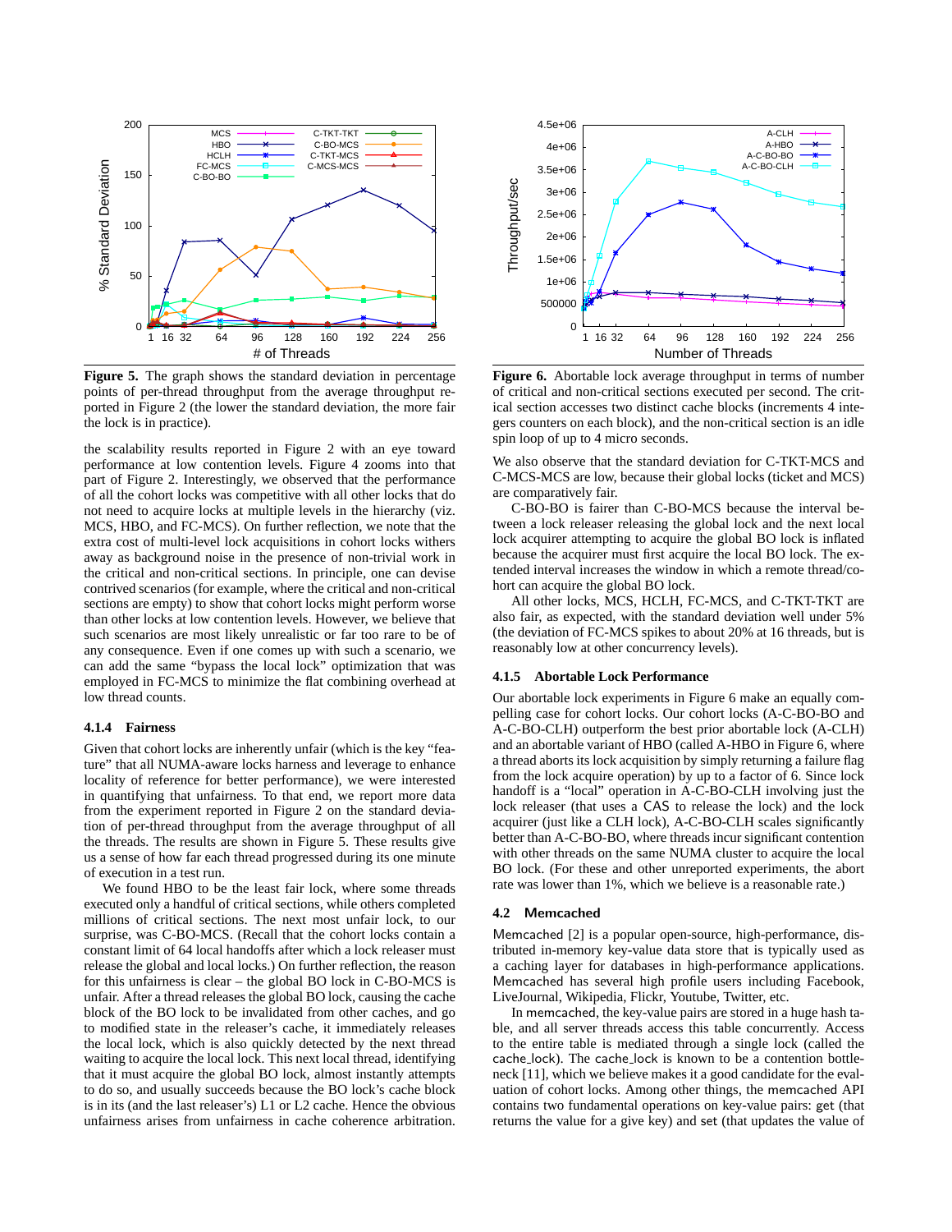200
150
100
50
0
% Standard Deviation
1 16 32 64 96 128 160 192 224 256
# of Threads
MCS
HBO
HCLH
FC-MCS
C-BO-BO
C-TKT-TKT
C-BO-MCS
C-TKT-MCS
C-MCS-MCS

**Figure 5.** The graph shows the standard deviation in percentage points of per-thread throughput from the average throughput reported in Figure 2 (the lower the standard deviation, the more fair the lock is in practice).

4.5e+06
4e+06
3.5e+06
3e+06
2.5e+06
2e+06
1.5e+06
1e+06
500000
0
Throughput/sec
1 16 32 64 96 128 160 192 224 256
Number of Threads
A-CLH
A-HBO
A-C-BO-BO
A-C-BO-CLH

**Figure 6.** Abortable lock average throughput in terms of number of critical and non-critical sections executed per second. The critical section accesses two distinct cache blocks (increments 4 integers counters on each block), and the non-critical section is an idle spin loop of up to 4 micro seconds.

the scalability results reported in Figure 2 with an eye toward performance at low contention levels. Figure 4 zooms into that part of Figure 2. Interestingly, we observed that the performance of all the cohort locks was competitive with all other locks that do not need to acquire locks at multiple levels in the hierarchy (viz. MCS, HBO, and FC-MCS). On further reflection, we note that the extra cost of multi-level lock acquisitions in cohort locks withers away as background noise in the presence of non-trivial work in the critical and non-critical sections. In principle, one can devise contrived scenarios (for example, where the critical and non-critical sections are empty) to show that cohort locks might perform worse than other locks at low contention levels. However, we believe that such scenarios are most likely unrealistic or far too rare to be of any consequence. Even if one comes up with such a scenario, we can add the same "bypass the local lock" optimization that was employed in FC-MCS to minimize the flat combining overhead at low thread counts.

#### 4.1.4 Fairness

Given that cohort locks are inherently unfair (which is the key "feature" that all NUMA-aware locks harness and leverage to enhance locality of reference for better performance), we were interested in quantifying that unfairness. To that end, we report more data from the experiment reported in Figure 2 on the standard deviation of per-thread throughput from the average throughput of all the threads. The results are shown in Figure 5. These results give us a sense of how far each thread progressed during its one minute of execution in a test run.

We found HBO to be the least fair lock, where some threads executed only a handful of critical sections, while others completed millions of critical sections. The next most unfair lock, to our surprise, was C-BO-MCS. (Recall that the cohort locks contain a constant limit of 64 local handoffs after which a lock releaser must release the global and local locks.) On further reflection, the reason for this unfairness is clear – the global BO lock in C-BO-MCS is unfair. After a thread releases the global BO lock, causing the cache block of the BO lock to be invalidated from other caches, and go to modified state in the releaser's cache, it immediately releases the local lock, which is also quickly detected by the next thread waiting to acquire the local lock. This next local thread, identifying that it must acquire the global BO lock, almost instantly attempts to do so, and usually succeeds because the BO lock's cache block is in its (and the last releaser's) L1 or L2 cache. Hence the obvious unfairness arises from unfairness in cache coherence arbitration.

We also observe that the standard deviation for C-TKT-MCS and C-MCS-MCS are low, because their global locks (ticket and MCS) are comparatively fair.

C-BO-BO is fairer than C-BO-MCS because the interval between a lock releaser releasing the global lock and the next local lock acquirer attempting to acquire the global BO lock is inflated because the acquirer must first acquire the local BO lock. The extended interval increases the window in which a remote thread/cohort can acquire the global BO lock.

All other locks, MCS, HCLH, FC-MCS, and C-TKT-TKT are also fair, as expected, with the standard deviation well under 5% (the deviation of FC-MCS spikes to about 20% at 16 threads, but is reasonably low at other concurrency levels).

#### 4.1.5 Abortable Lock Performance

Our abortable lock experiments in Figure 6 make an equally compelling case for cohort locks. Our cohort locks (A-C-BO-BO and A-C-BO-CLH) outperform the best prior abortable lock (A-CLH) and an abortable variant of HBO (called A-HBO in Figure 6, where a thread aborts its lock acquisition by simply returning a failure flag from the lock acquire operation) by up to a factor of 6. Since lock handoff is a "local" operation in A-C-BO-CLH involving just the lock releaser (that uses a CAS to release the lock) and the lock acquirer (just like a CLH lock), A-C-BO-CLH scales significantly better than A-C-BO-BO, where threads incur significant contention with other threads on the same NUMA cluster to acquire the local BO lock. (For these and other unreported experiments, the abort rate was lower than 1%, which we believe is a reasonable rate.)

### 4.2 Memcached

Memcached [2] is a popular open-source, high-performance, distributed in-memory key-value data store that is typically used as a caching layer for databases in high-performance applications. Memcached has several high profile users including Facebook, LiveJournal, Wikipedia, Flickr, Youtube, Twitter, etc.

In memcached, the key-value pairs are stored in a huge hash table, and all server threads access this table concurrently. Access to the entire table is mediated through a single lock (called the cache_lock). The cache_lock is known to be a contention bottleneck [11], which we believe makes it a good candidate for the evaluation of cohort locks. Among other things, the memcached API contains two fundamental operations on key-value pairs: get (that returns the value for a give key) and set (that updates the value of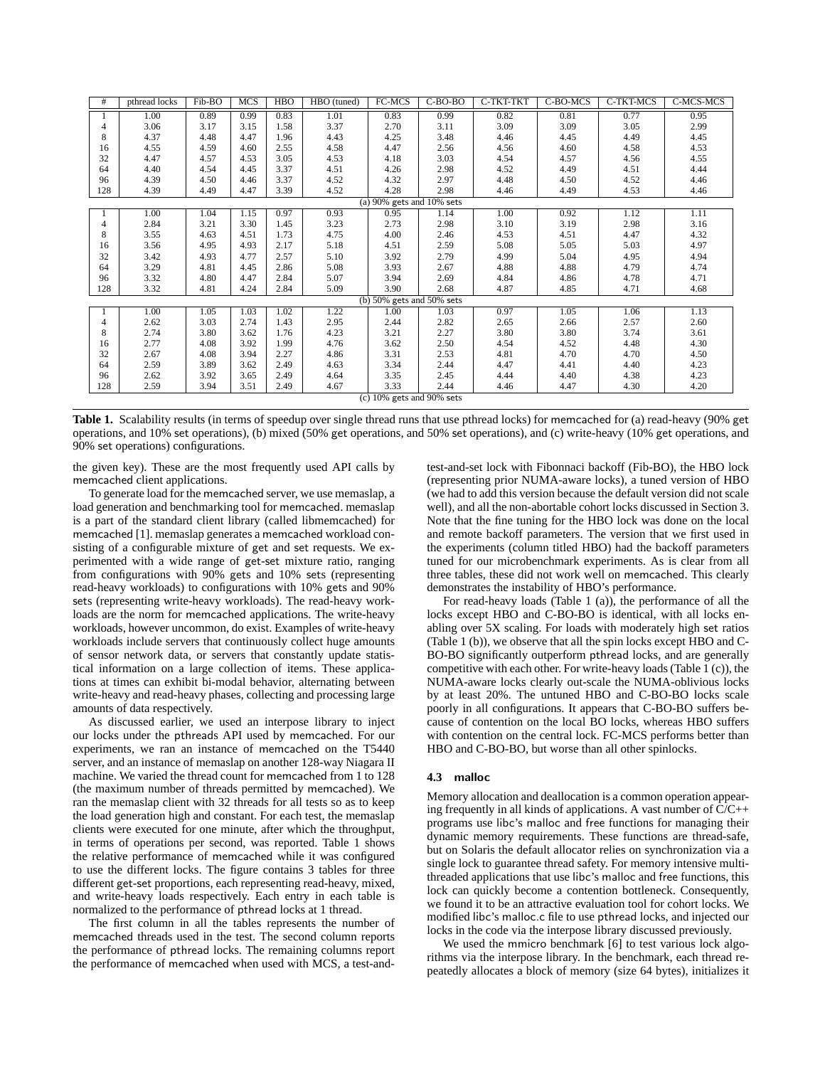| # | pthread locks | Fib-BO | MCS | HBO | HBO (tuned) | FC-MCS | C-BO-BO | C-TKT-TKT | C-BO-MCS | C-TKT-MCS | C-MCS-MCS |
|---|---|---|---|---|---|---|---|---|---|---|---|
| 1 | 1.00 | 0.89 | 0.99 | 0.83 | 1.01 | 0.83 | 0.99 | 0.82 | 0.81 | 0.77 | 0.95 |
| 4 | 3.06 | 3.17 | 3.15 | 1.58 | 3.37 | 2.70 | 3.11 | 3.09 | 3.09 | 3.05 | 2.99 |
| 8 | 4.37 | 4.48 | 4.47 | 1.96 | 4.43 | 4.25 | 3.48 | 4.46 | 4.45 | 4.49 | 4.45 |
| 16 | 4.55 | 4.59 | 4.60 | 2.55 | 4.58 | 4.47 | 2.56 | 4.56 | 4.60 | 4.58 | 4.53 |
| 32 | 4.47 | 4.57 | 4.53 | 3.05 | 4.53 | 4.18 | 3.03 | 4.54 | 4.57 | 4.56 | 4.55 |
| 64 | 4.40 | 4.54 | 4.45 | 3.37 | 4.51 | 4.26 | 2.98 | 4.52 | 4.49 | 4.51 | 4.44 |
| 96 | 4.39 | 4.50 | 4.46 | 3.37 | 4.52 | 4.32 | 2.97 | 4.48 | 4.50 | 4.52 | 4.46 |
| 128 | 4.39 | 4.49 | 4.47 | 3.39 | 4.52 | 4.28 | 2.98 | 4.46 | 4.49 | 4.53 | 4.46 |
| (a) 90% gets and 10% sets | | | | | | | | | | | |
| 1 | 1.00 | 1.04 | 1.15 | 0.97 | 0.93 | 0.95 | 1.14 | 1.00 | 0.92 | 1.12 | 1.11 |
| 4 | 2.84 | 3.21 | 3.30 | 1.45 | 3.23 | 2.73 | 2.98 | 3.10 | 3.19 | 2.98 | 3.16 |
| 8 | 3.55 | 4.63 | 4.51 | 1.73 | 4.75 | 4.00 | 2.46 | 4.53 | 4.51 | 4.47 | 4.32 |
| 16 | 3.56 | 4.95 | 4.93 | 2.17 | 5.18 | 4.51 | 2.59 | 5.08 | 5.05 | 5.03 | 4.97 |
| 32 | 3.42 | 4.93 | 4.77 | 2.57 | 5.10 | 3.92 | 2.79 | 4.99 | 5.04 | 4.95 | 4.94 |
| 64 | 3.29 | 4.81 | 4.45 | 2.86 | 5.08 | 3.93 | 2.67 | 4.88 | 4.88 | 4.79 | 4.74 |
| 96 | 3.32 | 4.80 | 4.47 | 2.84 | 5.07 | 3.94 | 2.69 | 4.84 | 4.86 | 4.78 | 4.71 |
| 128 | 3.32 | 4.81 | 4.24 | 2.84 | 5.09 | 3.90 | 2.68 | 4.87 | 4.85 | 4.71 | 4.68 |
| (b) 50% gets and 50% sets | | | | | | | | | | | |
| 1 | 1.00 | 1.05 | 1.03 | 1.02 | 1.22 | 1.00 | 1.03 | 0.97 | 1.05 | 1.06 | 1.13 |
| 4 | 2.62 | 3.03 | 2.74 | 1.43 | 2.95 | 2.44 | 2.82 | 2.65 | 2.66 | 2.57 | 2.60 |
| 8 | 2.74 | 3.80 | 3.62 | 1.76 | 4.23 | 3.21 | 2.27 | 3.80 | 3.80 | 3.74 | 3.61 |
| 16 | 2.77 | 4.08 | 3.92 | 1.99 | 4.76 | 3.62 | 2.50 | 4.54 | 4.52 | 4.48 | 4.30 |
| 32 | 2.67 | 4.08 | 3.94 | 2.27 | 4.86 | 3.31 | 2.53 | 4.81 | 4.70 | 4.70 | 4.50 |
| 64 | 2.59 | 3.89 | 3.62 | 2.49 | 4.63 | 3.34 | 2.44 | 4.47 | 4.41 | 4.40 | 4.23 |
| 96 | 2.62 | 3.92 | 3.65 | 2.49 | 4.64 | 3.35 | 2.45 | 4.44 | 4.40 | 4.38 | 4.23 |
| 128 | 2.59 | 3.94 | 3.51 | 2.49 | 4.67 | 3.33 | 2.44 | 4.46 | 4.47 | 4.30 | 4.20 |
| (c) 10% gets and 90% sets | | | | | | | | | | | |

**Table 1.** Scalability results (in terms of speedup over single thread runs that use pthread locks) for memcached for (a) read-heavy (90% get operations, and 10% set operations), (b) mixed (50% get operations, and 50% set operations), and (c) write-heavy (10% get operations, and 90% set operations) configurations.

the given key). These are the most frequently used API calls by memcached client applications.

To generate load for the memcached server, we use memaslap, a load generation and benchmarking tool for memcached. memaslap is a part of the standard client library (called libmemcached) for memcached [1]. memaslap generates a memcached workload consisting of a configurable mixture of get and set requests. We experimented with a wide range of get-set mixture ratio, ranging from configurations with 90% gets and 10% sets (representing read-heavy workloads) to configurations with 10% gets and 90% sets (representing write-heavy workloads). The read-heavy workloads are the norm for memcached applications. The write-heavy workloads, however uncommon, do exist. Examples of write-heavy workloads include servers that continuously collect huge amounts of sensor network data, or servers that constantly update statistical information on a large collection of items. These applications at times can exhibit bi-modal behavior, alternating between write-heavy and read-heavy phases, collecting and processing large amounts of data respectively.

As discussed earlier, we used an interpose library to inject our locks under the pthreads API used by memcached. For our experiments, we ran an instance of memcached on the T5440 server, and an instance of memaslap on another 128-way Niagara II machine. We varied the thread count for memcached from 1 to 128 (the maximum number of threads permitted by memcached). We ran the memaslap client with 32 threads for all tests so as to keep the load generation high and constant. For each test, the memaslap clients were executed for one minute, after which the throughput, in terms of operations per second, was reported. Table 1 shows the relative performance of memcached while it was configured to use the different locks. The figure contains 3 tables for three different get-set proportions, each representing read-heavy, mixed, and write-heavy loads respectively. Each entry in each table is normalized to the performance of pthread locks at 1 thread.

The first column in all the tables represents the number of memcached threads used in the test. The second column reports the performance of pthread locks. The remaining columns report the performance of memcached when used with MCS, a test-and-test-and-set lock with Fibonnaci backoff (Fib-BO), the HBO lock (representing prior NUMA-aware locks), a tuned version of HBO (we had to add this version because the default version did not scale well), and all the non-abortable cohort locks discussed in Section 3. Note that the fine tuning for the HBO lock was done on the local and remote backoff parameters. The version that we first used in the experiments (column titled HBO) had the backoff parameters tuned for our microbenchmark experiments. As is clear from all three tables, these did not work well on memcached. This clearly demonstrates the instability of HBO's performance.

For read-heavy loads (Table 1 (a)), the performance of all the locks except HBO and C-BO-BO is identical, with all locks enabling over 5X scaling. For loads with moderately high set ratios (Table 1 (b)), we observe that all the spin locks except HBO and C-BO-BO significantly outperform pthread locks, and are generally competitive with each other. For write-heavy loads (Table 1 (c)), the NUMA-aware locks clearly out-scale the NUMA-oblivious locks by at least 20%. The untuned HBO and C-BO-BO locks scale poorly in all configurations. It appears that C-BO-BO suffers because of contention on the local BO locks, whereas HBO suffers with contention on the central lock. FC-MCS performs better than HBO and C-BO-BO, but worse than all other spinlocks.

### 4.3 malloc

Memory allocation and deallocation is a common operation appearing frequently in all kinds of applications. A vast number of C/C++ programs use libc's malloc and free functions for managing their dynamic memory requirements. These functions are thread-safe, but on Solaris the default allocator relies on synchronization via a single lock to guarantee thread safety. For memory intensive multi-threaded applications that use libc's malloc and free functions, this lock can quickly become a contention bottleneck. Consequently, we found it to be an attractive evaluation tool for cohort locks. We modified libc's malloc.c file to use pthread locks, and injected our locks in the code via the interpose library discussed previously.

We used the mmicro benchmark [6] to test various lock algorithms via the interpose library. In the benchmark, each thread repeatedly allocates a block of memory (size 64 bytes), initializes it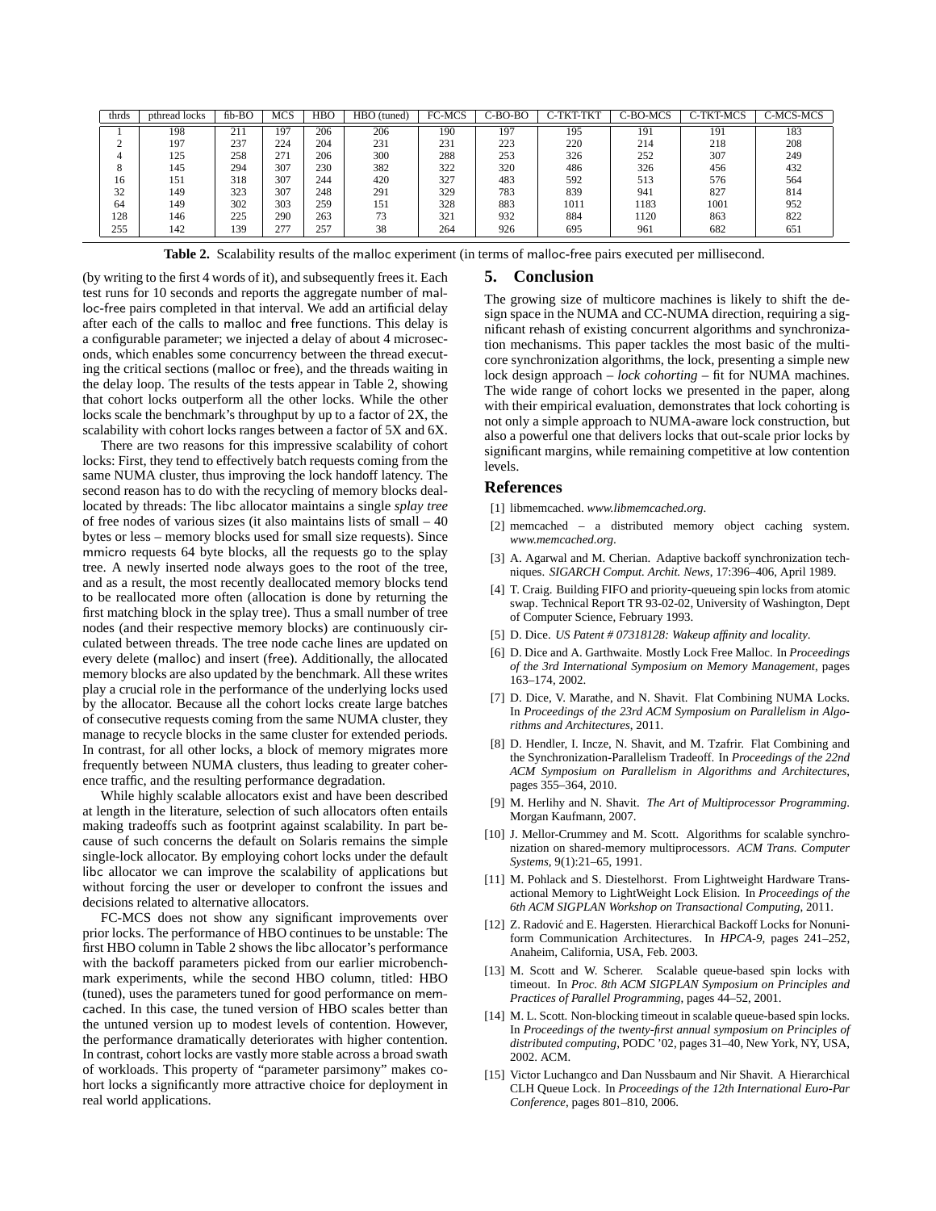| thrds | pthread locks | fib-BO | MCS | HBO | HBO (tuned) | FC-MCS | C-BO-BO | C-TKT-TKT | C-BO-MCS | C-TKT-MCS | C-MCS-MCS |
|---|---|---|---|---|---|---|---|---|---|---|---|
| 1 | 198 | 211 | 197 | 206 | 206 | 190 | 197 | 195 | 191 | 191 | 183 |
| 2 | 197 | 237 | 224 | 204 | 231 | 231 | 223 | 220 | 214 | 218 | 208 |
| 4 | 125 | 258 | 271 | 206 | 300 | 288 | 253 | 326 | 252 | 307 | 249 |
| 8 | 145 | 294 | 307 | 230 | 382 | 322 | 320 | 486 | 326 | 456 | 432 |
| 16 | 151 | 318 | 307 | 244 | 420 | 327 | 483 | 592 | 513 | 576 | 564 |
| 32 | 149 | 323 | 307 | 248 | 291 | 329 | 783 | 839 | 941 | 827 | 814 |
| 64 | 149 | 302 | 303 | 259 | 151 | 328 | 883 | 1011 | 1183 | 1001 | 952 |
| 128 | 146 | 225 | 290 | 263 | 73 | 321 | 932 | 884 | 1120 | 863 | 822 |
| 255 | 142 | 139 | 277 | 257 | 38 | 264 | 926 | 695 | 961 | 682 | 651 |

**Table 2.** Scalability results of the malloc experiment (in terms of malloc-free pairs executed per millisecond.

(by writing to the first 4 words of it), and subsequently frees it. Each test runs for 10 seconds and reports the aggregate number of malloc-free pairs completed in that interval. We add an artificial delay after each of the calls to malloc and free functions. This delay is a configurable parameter; we injected a delay of about 4 microseconds, which enables some concurrency between the thread executing the critical sections (malloc or free), and the threads waiting in the delay loop. The results of the tests appear in Table 2, showing that cohort locks outperform all the other locks. While the other locks scale the benchmark's throughput by up to a factor of 2X, the scalability with cohort locks ranges between a factor of 5X and 6X.

There are two reasons for this impressive scalability of cohort locks: First, they tend to effectively batch requests coming from the same NUMA cluster, thus improving the lock handoff latency. The second reason has to do with the recycling of memory blocks deallocated by threads: The libc allocator maintains a single *splay tree* of free nodes of various sizes (it also maintains lists of small – 40 bytes or less – memory blocks used for small size requests). Since mmicro requests 64 byte blocks, all the requests go to the splay tree. A newly inserted node always goes to the root of the tree, and as a result, the most recently deallocated memory blocks tend to be reallocated more often (allocation is done by returning the first matching block in the splay tree). Thus a small number of tree nodes (and their respective memory blocks) are continuously circulated between threads. The tree node cache lines are updated on every delete (malloc) and insert (free). Additionally, the allocated memory blocks are also updated by the benchmark. All these writes play a crucial role in the performance of the underlying locks used by the allocator. Because all the cohort locks create large batches of consecutive requests coming from the same NUMA cluster, they manage to recycle blocks in the same cluster for extended periods. In contrast, for all other locks, a block of memory migrates more frequently between NUMA clusters, thus leading to greater coherence traffic, and the resulting performance degradation.

While highly scalable allocators exist and have been described at length in the literature, selection of such allocators often entails making tradeoffs such as footprint against scalability. In part because of such concerns the default on Solaris remains the simple single-lock allocator. By employing cohort locks under the default libc allocator we can improve the scalability of applications but without forcing the user or developer to confront the issues and decisions related to alternative allocators.

FC-MCS does not show any significant improvements over prior locks. The performance of HBO continues to be unstable: The first HBO column in Table 2 shows the libc allocator's performance with the backoff parameters picked from our earlier microbenchmark experiments, while the second HBO column, titled: HBO (tuned), uses the parameters tuned for good performance on memcached. In this case, the tuned version of HBO scales better than the untuned version up to modest levels of contention. However, the performance dramatically deteriorates with higher contention. In contrast, cohort locks are vastly more stable across a broad swath of workloads. This property of "parameter parsimony" makes cohort locks a significantly more attractive choice for deployment in real world applications.

## 5. Conclusion

The growing size of multicore machines is likely to shift the design space in the NUMA and CC-NUMA direction, requiring a significant rehash of existing concurrent algorithms and synchronization mechanisms. This paper tackles the most basic of the multicore synchronization algorithms, the lock, presenting a simple new lock design approach – *lock cohorting* – fit for NUMA machines. The wide range of cohort locks we presented in the paper, along with their empirical evaluation, demonstrates that lock cohorting is not only a simple approach to NUMA-aware lock construction, but also a powerful one that delivers locks that out-scale prior locks by significant margins, while remaining competitive at low contention levels.

## References

[1] libmemcached. *www.libmemcached.org*.

[2] memcached – a distributed memory object caching system. *www.memcached.org*.

[3] A. Agarwal and M. Cherian. Adaptive backoff synchronization techniques. *SIGARCH Comput. Archit. News*, 17:396–406, April 1989.

[4] T. Craig. Building FIFO and priority-queueing spin locks from atomic swap. Technical Report TR 93-02-02, University of Washington, Dept of Computer Science, February 1993.

[5] D. Dice. *US Patent # 07318128: Wakeup affinity and locality*.

[6] D. Dice and A. Garthwaite. Mostly Lock Free Malloc. In *Proceedings of the 3rd International Symposium on Memory Management*, pages 163–174, 2002.

[7] D. Dice, V. Marathe, and N. Shavit. Flat Combining NUMA Locks. In *Proceedings of the 23rd ACM Symposium on Parallelism in Algorithms and Architectures*, 2011.

[8] D. Hendler, I. Incze, N. Shavit, and M. Tzafrir. Flat Combining and the Synchronization-Parallelism Tradeoff. In *Proceedings of the 22nd ACM Symposium on Parallelism in Algorithms and Architectures*, pages 355–364, 2010.

[9] M. Herlihy and N. Shavit. *The Art of Multiprocessor Programming*. Morgan Kaufmann, 2007.

[10] J. Mellor-Crummey and M. Scott. Algorithms for scalable synchronization on shared-memory multiprocessors. *ACM Trans. Computer Systems*, 9(1):21–65, 1991.

[11] M. Pohlack and S. Diestelhorst. From Lightweight Hardware Transactional Memory to LightWeight Lock Elision. In *Proceedings of the 6th ACM SIGPLAN Workshop on Transactional Computing*, 2011.

[12] Z. Radović and E. Hagersten. Hierarchical Backoff Locks for Nonuniform Communication Architectures. In *HPCA-9*, pages 241–252, Anaheim, California, USA, Feb. 2003.

[13] M. Scott and W. Scherer. Scalable queue-based spin locks with timeout. In *Proc. 8th ACM SIGPLAN Symposium on Principles and Practices of Parallel Programming*, pages 44–52, 2001.

[14] M. L. Scott. Non-blocking timeout in scalable queue-based spin locks. In *Proceedings of the twenty-first annual symposium on Principles of distributed computing*, PODC '02, pages 31–40, New York, NY, USA, 2002. ACM.

[15] Victor Luchangco and Dan Nussbaum and Nir Shavit. A Hierarchical CLH Queue Lock. In *Proceedings of the 12th International Euro-Par Conference*, pages 801–810, 2006.